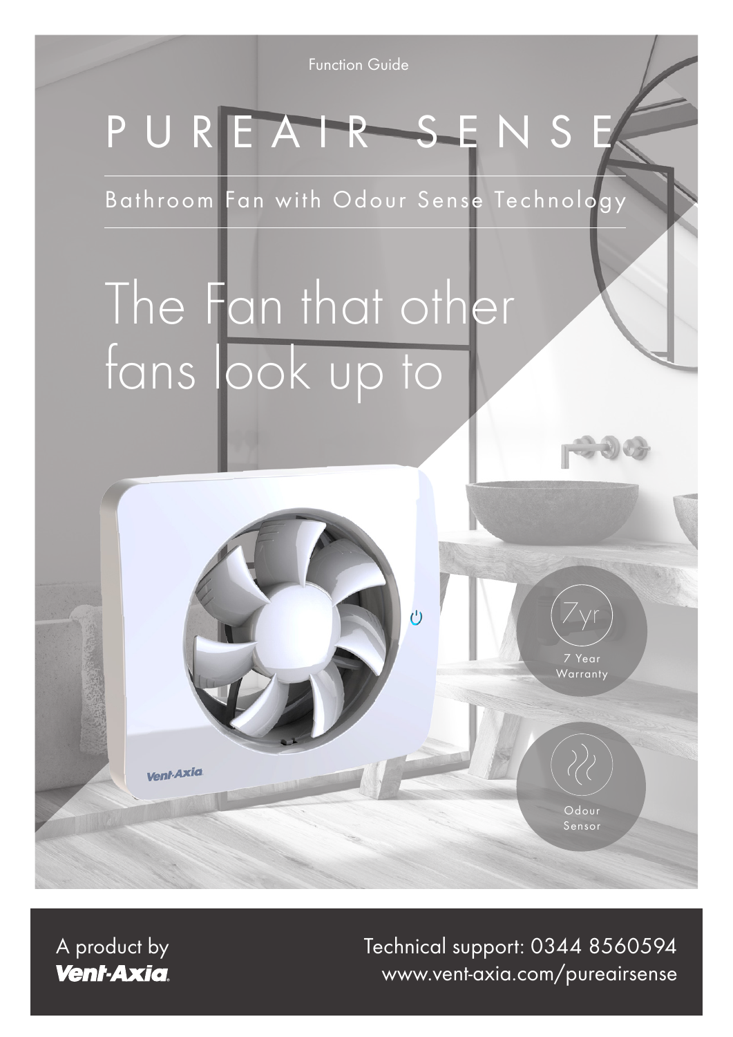Function Guide

# PUREAIR SENSE

Bathroom Fan with Odour Sense Technology

## The Fan that other fans look up to

7yr
7 Year Warranty

Odour Sensor

A product by Vent-Axia

Technical support: 0344 8560594
www.vent-axia.com/pureairsense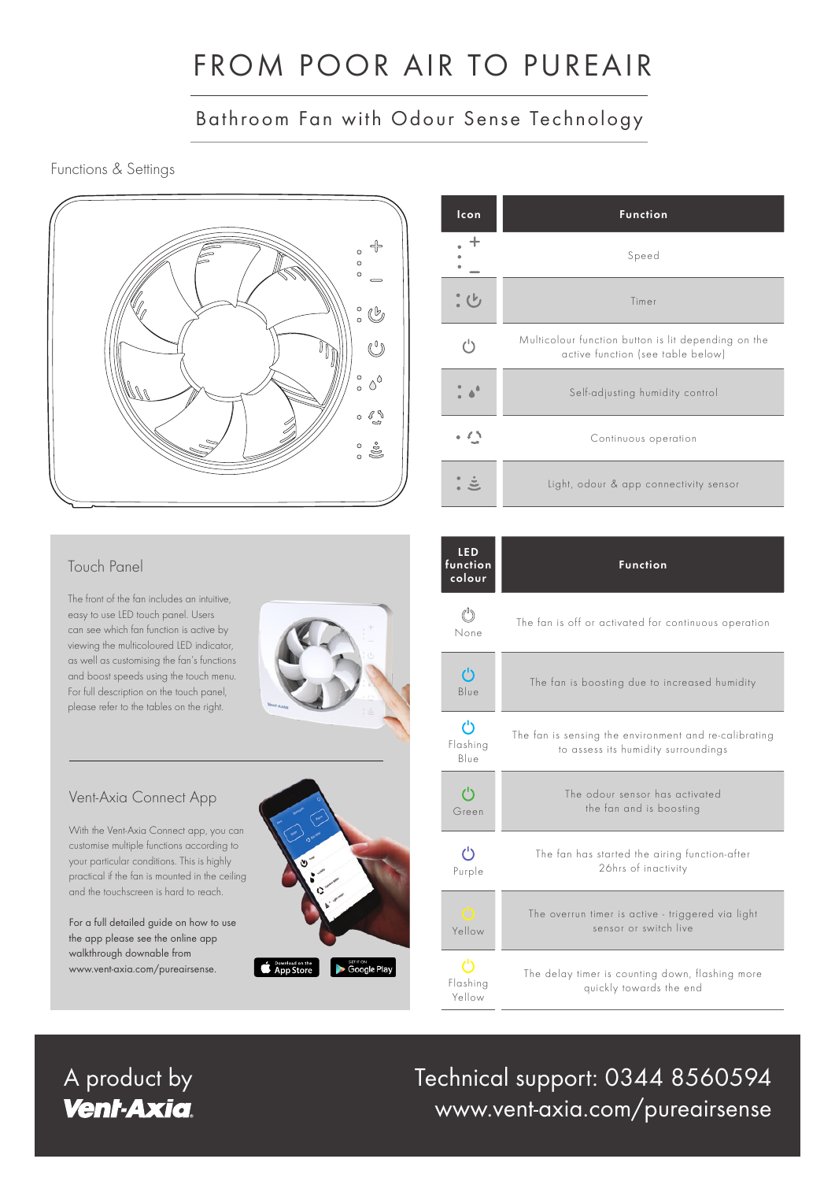# FROM POOR AIR TO PUREAIR

## Bathroom Fan with Odour Sense Technology

Functions & Settings

| Icon | Function |
|---|---|
| + – | Speed |
| Timer icon | Timer |
| Power icon | Multicolour function button is lit depending on the active function (see table below) |
| Humidity icon | Self-adjusting humidity control |
| Continuous icon | Continuous operation |
| Sensor icon | Light, odour & app connectivity sensor |

### Touch Panel

The front of the fan includes an intuitive, easy to use LED touch panel. Users can see which fan function is active by viewing the multicoloured LED indicator, as well as customising the fan's functions and boost speeds using the touch menu. For full description on the touch panel, please refer to the tables on the right.

### Vent-Axia Connect App

With the Vent-Axia Connect app, you can customise multiple functions according to your particular conditions. This is highly practical if the fan is mounted in the ceiling and the touchscreen is hard to reach.

For a full detailed guide on how to use the app please see the online app walkthrough downloable from www.vent-axia.com/pureairsense.

Download on the App Store | GET IT ON Google Play

| LED function colour | Function |
|---|---|
| None | The fan is off or activated for continuous operation |
| Blue | The fan is boosting due to increased humidity |
| Flashing Blue | The fan is sensing the environment and re-calibrating to assess its humidity surroundings |
| Green | The odour sensor has activated the fan and is boosting |
| Purple | The fan has started the airing function-after 26hrs of inactivity |
| Yellow | The overrun timer is active - triggered via light sensor or switch live |
| Flashing Yellow | The delay timer is counting down, flashing more quickly towards the end |

A product by **Vent-Axia**

Technical support: 0344 8560594
www.vent-axia.com/pureairsense